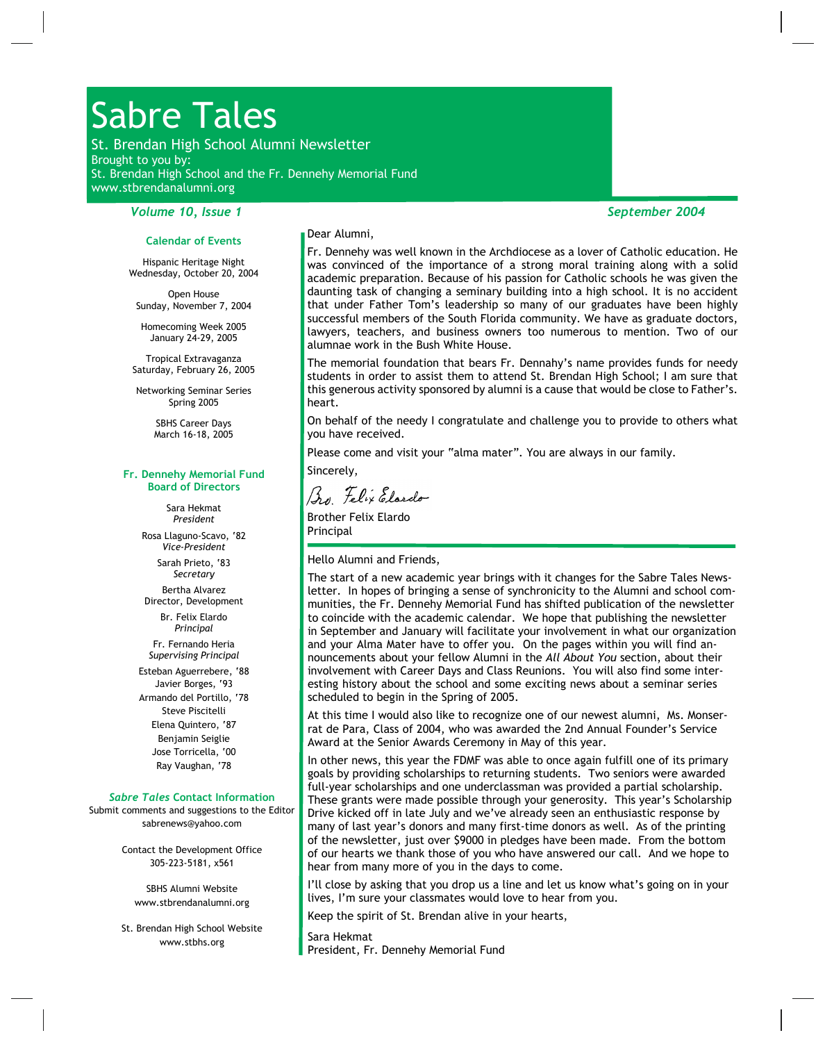# Sabre Tales

St. Brendan High School Alumni Newsletter
Brought to you by:
St. Brendan High School and the Fr. Dennehy Memorial Fund
www.stbrendanalumni.org

*Volume 10, Issue 1* — *September 2004*

### Calendar of Events

Hispanic Heritage Night
Wednesday, October 20, 2004

Open House
Sunday, November 7, 2004

Homecoming Week 2005
January 24-29, 2005

Tropical Extravaganza
Saturday, February 26, 2005

Networking Seminar Series
Spring 2005

SBHS Career Days
March 16-18, 2005

### Fr. Dennehy Memorial Fund Board of Directors

Sara Hekmat
*President*

Rosa Llaguno-Scavo, '82
*Vice-President*

Sarah Prieto, '83
*Secretary*

Bertha Alvarez
Director, Development

Br. Felix Elardo
*Principal*

Fr. Fernando Heria
*Supervising Principal*

Esteban Aguerrebere, '88
Javier Borges, '93
Armando del Portillo, '78
Steve Piscitelli
Elena Quintero, '87
Benjamin Seiglie
Jose Torricella, '00
Ray Vaughan, '78

### *Sabre Tales* Contact Information

Submit comments and suggestions to the Editor
sabrenews@yahoo.com

Contact the Development Office
305-223-5181, x561

SBHS Alumni Website
www.stbrendanalumni.org

St. Brendan High School Website
www.stbhs.org

---

Dear Alumni,

Fr. Dennehy was well known in the Archdiocese as a lover of Catholic education. He was convinced of the importance of a strong moral training along with a solid academic preparation. Because of his passion for Catholic schools he was given the daunting task of changing a seminary building into a high school. It is no accident that under Father Tom's leadership so many of our graduates have been highly successful members of the South Florida community. We have as graduate doctors, lawyers, teachers, and business owners too numerous to mention. Two of our alumnae work in the Bush White House.

The memorial foundation that bears Fr. Dennahy's name provides funds for needy students in order to assist them to attend St. Brendan High School; I am sure that this generous activity sponsored by alumni is a cause that would be close to Father's. heart.

On behalf of the needy I congratulate and challenge you to provide to others what you have received.

Please come and visit your "alma mater". You are always in our family.

Sincerely,

Bro. Felix Elardo

Brother Felix Elardo
Principal

---

Hello Alumni and Friends,

The start of a new academic year brings with it changes for the Sabre Tales Newsletter. In hopes of bringing a sense of synchronicity to the Alumni and school communities, the Fr. Dennehy Memorial Fund has shifted publication of the newsletter to coincide with the academic calendar. We hope that publishing the newsletter in September and January will facilitate your involvement in what our organization and your Alma Mater have to offer you. On the pages within you will find announcements about your fellow Alumni in the *All About You* section, about their involvement with Career Days and Class Reunions. You will also find some interesting history about the school and some exciting news about a seminar series scheduled to begin in the Spring of 2005.

At this time I would also like to recognize one of our newest alumni, Ms. Monserrat de Para, Class of 2004, who was awarded the 2nd Annual Founder's Service Award at the Senior Awards Ceremony in May of this year.

In other news, this year the FDMF was able to once again fulfill one of its primary goals by providing scholarships to returning students. Two seniors were awarded full-year scholarships and one underclassman was provided a partial scholarship. These grants were made possible through your generosity. This year's Scholarship Drive kicked off in late July and we've already seen an enthusiastic response by many of last year's donors and many first-time donors as well. As of the printing of the newsletter, just over $9000 in pledges have been made. From the bottom of our hearts we thank those of you who have answered our call. And we hope to hear from many more of you in the days to come.

I'll close by asking that you drop us a line and let us know what's going on in your lives, I'm sure your classmates would love to hear from you.

Keep the spirit of St. Brendan alive in your hearts,

Sara Hekmat
President, Fr. Dennehy Memorial Fund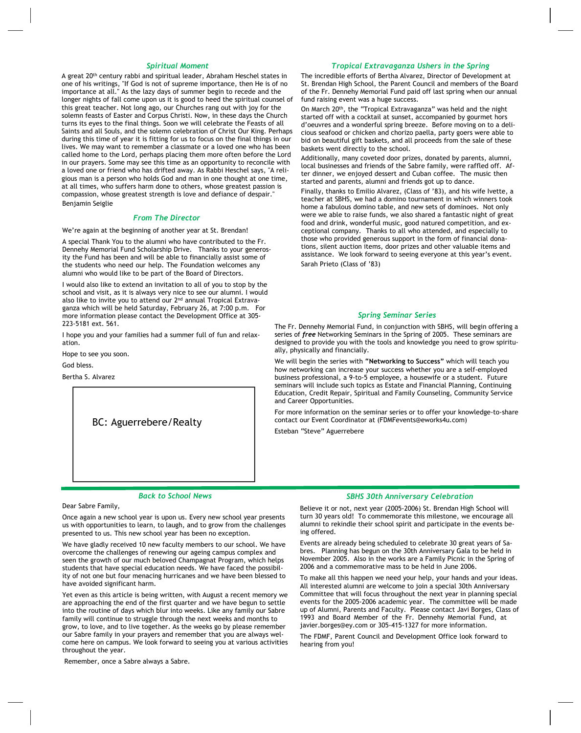### *Spiritual Moment*

A great 20th century rabbi and spiritual leader, Abraham Heschel states in one of his writings, "If God is not of supreme importance, then He is of no importance at all." As the lazy days of summer begin to recede and the longer nights of fall come upon us it is good to heed the spiritual counsel of this great teacher. Not long ago, our Churches rang out with joy for the solemn feasts of Easter and Corpus Christi. Now, in these days the Church turns its eyes to the final things. Soon we will celebrate the Feasts of all Saints and all Souls, and the solemn celebration of Christ Our King. Perhaps during this time of year it is fitting for us to focus on the final things in our lives. We may want to remember a classmate or a loved one who has been called home to the Lord, perhaps placing them more often before the Lord in our prayers. Some may see this time as an opportunity to reconcile with a loved one or friend who has drifted away. As Rabbi Heschel says, "A religious man is a person who holds God and man in one thought at one time, at all times, who suffers harm done to others, whose greatest passion is compassion, whose greatest strength is love and defiance of despair."

Benjamin Seiglie

### *From The Director*

We're again at the beginning of another year at St. Brendan!

A special Thank You to the alumni who have contributed to the Fr. Dennehy Memorial Fund Scholarship Drive. Thanks to your generosity the Fund has been and will be able to financially assist some of the students who need our help. The Foundation welcomes any alumni who would like to be part of the Board of Directors.

I would also like to extend an invitation to all of you to stop by the school and visit, as it is always very nice to see our alumni. I would also like to invite you to attend our 2nd annual Tropical Extravaganza which will be held Saturday, February 26, at 7:00 p.m. For more information please contact the Development Office at 305-223-5181 ext. 561.

I hope you and your families had a summer full of fun and relaxation.

Hope to see you soon.

God bless.

Bertha S. Alvarez

BC: Aguerrebere/Realty

### *Tropical Extravaganza Ushers in the Spring*

The incredible efforts of Bertha Alvarez, Director of Development at St. Brendan High School, the Parent Council and members of the Board of the Fr. Dennehy Memorial Fund paid off last spring when our annual fund raising event was a huge success.

On March 20th, the "Tropical Extravaganza" was held and the night started off with a cocktail at sunset, accompanied by gourmet hors d'oeuvres and a wonderful spring breeze. Before moving on to a delicious seafood or chicken and chorizo paella, party goers were able to bid on beautiful gift baskets, and all proceeds from the sale of these baskets went directly to the school.

Additionally, many coveted door prizes, donated by parents, alumni, local businesses and friends of the Sabre family, were raffled off. After dinner, we enjoyed dessert and Cuban coffee. The music then started and parents, alumni and friends got up to dance.

Finally, thanks to Emilio Alvarez, (Class of '83), and his wife Ivette, a teacher at SBHS, we had a domino tournament in which winners took home a fabulous domino table, and new sets of dominoes. Not only were we able to raise funds, we also shared a fantastic night of great food and drink, wonderful music, good natured competition, and exceptional company. Thanks to all who attended, and especially to those who provided generous support in the form of financial donations, silent auction items, door prizes and other valuable items and assistance. We look forward to seeing everyone at this year's event.

Sarah Prieto (Class of '83)

### *Spring Seminar Series*

The Fr. Dennehy Memorial Fund, in conjunction with SBHS, will begin offering a series of ***free*** Networking Seminars in the Spring of 2005. These seminars are designed to provide you with the tools and knowledge you need to grow spiritually, physically and financially.

We will begin the series with **"Networking to Success"** which will teach you how networking can increase your success whether you are a self-employed business professional, a 9-to-5 employee, a housewife or a student. Future seminars will include such topics as Estate and Financial Planning, Continuing Education, Credit Repair, Spiritual and Family Counseling, Community Service and Career Opportunities.

For more information on the seminar series or to offer your knowledge-to-share contact our Event Coordinator at (FDMFevents@eworks4u.com)

Esteban "Steve" Aguerrebere

### *Back to School News*

Dear Sabre Family,

Once again a new school year is upon us. Every new school year presents us with opportunities to learn, to laugh, and to grow from the challenges presented to us. This new school year has been no exception.

We have gladly received 10 new faculty members to our school. We have overcome the challenges of renewing our ageing campus complex and seen the growth of our much beloved Champagnat Program, which helps students that have special education needs. We have faced the possibility of not one but four menacing hurricanes and we have been blessed to have avoided significant harm.

Yet even as this article is being written, with August a recent memory we are approaching the end of the first quarter and we have begun to settle into the routine of days which blur into weeks. Like any family our Sabre family will continue to struggle through the next weeks and months to grow, to love, and to live together. As the weeks go by please remember our Sabre family in your prayers and remember that you are always welcome here on campus. We look forward to seeing you at various activities throughout the year.

Remember, once a Sabre always a Sabre.

### *SBHS 30th Anniversary Celebration*

Believe it or not, next year (2005-2006) St. Brendan High School will turn 30 years old! To commemorate this milestone, we encourage all alumni to rekindle their school spirit and participate in the events being offered.

Events are already being scheduled to celebrate 30 great years of Sabres. Planning has begun on the 30th Anniversary Gala to be held in November 2005. Also in the works are a Family Picnic in the Spring of 2006 and a commemorative mass to be held in June 2006.

To make all this happen we need your help, your hands and your ideas. All interested alumni are welcome to join a special 30th Anniversary Committee that will focus throughout the next year in planning special events for the 2005-2006 academic year. The committee will be made up of Alumni, Parents and Faculty. Please contact Javi Borges, Class of 1993 and Board Member of the Fr. Dennehy Memorial Fund, at javier.borges@ey.com or 305-415-1327 for more information.

The FDMF, Parent Council and Development Office look forward to hearing from you!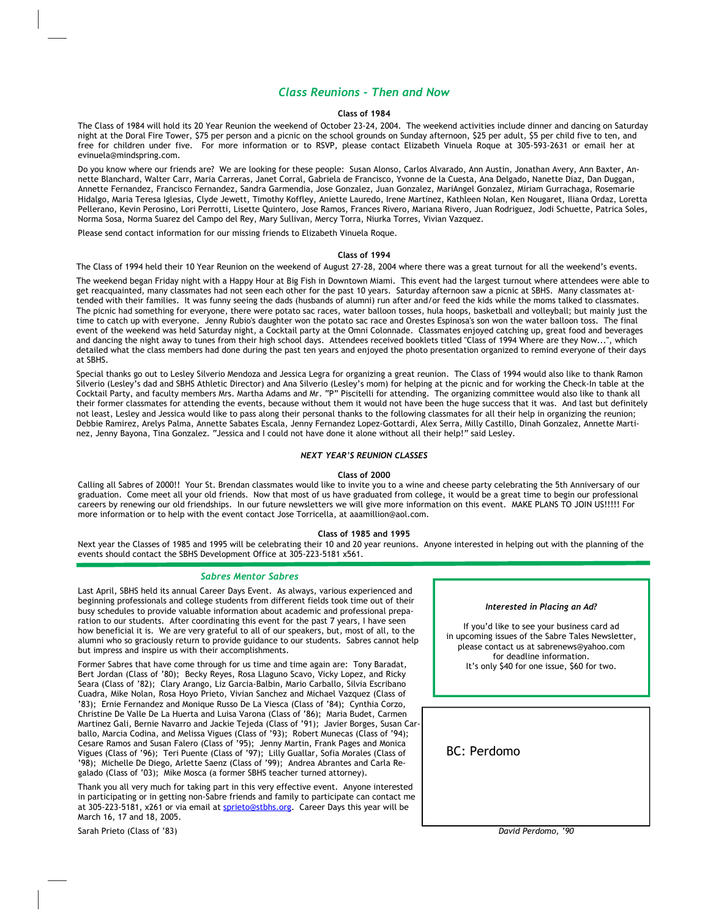## Class Reunions - Then and Now

### Class of 1984

The Class of 1984 will hold its 20 Year Reunion the weekend of October 23-24, 2004. The weekend activities include dinner and dancing on Saturday night at the Doral Fire Tower, $75 per person and a picnic on the school grounds on Sunday afternoon, $25 per adult, $5 per child five to ten, and free for children under five. For more information or to RSVP, please contact Elizabeth Vinuela Roque at 305-593-2631 or email her at evinuela@mindspring.com.

Do you know where our friends are? We are looking for these people: Susan Alonso, Carlos Alvarado, Ann Austin, Jonathan Avery, Ann Baxter, Annette Blanchard, Walter Carr, Maria Carreras, Janet Corral, Gabriela de Francisco, Yvonne de la Cuesta, Ana Delgado, Nanette Diaz, Dan Duggan, Annette Fernandez, Francisco Fernandez, Sandra Garmendia, Jose Gonzalez, Juan Gonzalez, MariAngel Gonzalez, Miriam Gurrachaga, Rosemarie Hidalgo, Maria Teresa Iglesias, Clyde Jewett, Timothy Koffley, Aniette Lauredo, Irene Martinez, Kathleen Nolan, Ken Nougaret, Iliana Ordaz, Loretta Pellerano, Kevin Perosino, Lori Perrotti, Lisette Quintero, Jose Ramos, Frances Rivero, Mariana Rivero, Juan Rodriguez, Jodi Schuette, Patrica Soles, Norma Sosa, Norma Suarez del Campo del Rey, Mary Sullivan, Mercy Torra, Niurka Torres, Vivian Vazquez.

Please send contact information for our missing friends to Elizabeth Vinuela Roque.

### Class of 1994

The Class of 1994 held their 10 Year Reunion on the weekend of August 27-28, 2004 where there was a great turnout for all the weekend's events.

The weekend began Friday night with a Happy Hour at Big Fish in Downtown Miami. This event had the largest turnout where attendees were able to get reacquainted, many classmates had not seen each other for the past 10 years. Saturday afternoon saw a picnic at SBHS. Many classmates attended with their families. It was funny seeing the dads (husbands of alumni) run after and/or feed the kids while the moms talked to classmates. The picnic had something for everyone, there were potato sac races, water balloon tosses, hula hoops, basketball and volleyball; but mainly just the time to catch up with everyone. Jenny Rubio's daughter won the potato sac race and Orestes Espinosa's son won the water balloon toss. The final event of the weekend was held Saturday night, a Cocktail party at the Omni Colonnade. Classmates enjoyed catching up, great food and beverages and dancing the night away to tunes from their high school days. Attendees received booklets titled "Class of 1994 Where are they Now...", which detailed what the class members had done during the past ten years and enjoyed the photo presentation organized to remind everyone of their days at SBHS.

Special thanks go out to Lesley Silverio Mendoza and Jessica Legra for organizing a great reunion. The Class of 1994 would also like to thank Ramon Silverio (Lesley's dad and SBHS Athletic Director) and Ana Silverio (Lesley's mom) for helping at the picnic and for working the Check-In table at the Cocktail Party, and faculty members Mrs. Martha Adams and Mr. "P" Piscitelli for attending. The organizing committee would also like to thank all their former classmates for attending the events, because without them it would not have been the huge success that it was. And last but definitely not least, Lesley and Jessica would like to pass along their personal thanks to the following classmates for all their help in organizing the reunion; Debbie Ramirez, Arelys Palma, Annette Sabates Escala, Jenny Fernandez Lopez-Gottardi, Alex Serra, Milly Castillo, Dinah Gonzalez, Annette Martinez, Jenny Bayona, Tina Gonzalez. "Jessica and I could not have done it alone without all their help!" said Lesley.

### *NEXT YEAR'S REUNION CLASSES*

### Class of 2000

Calling all Sabres of 2000!! Your St. Brendan classmates would like to invite you to a wine and cheese party celebrating the 5th Anniversary of our graduation. Come meet all your old friends. Now that most of us have graduated from college, it would be a great time to begin our professional careers by renewing our old friendships. In our future newsletters we will give more information on this event. MAKE PLANS TO JOIN US!!!!! For more information or to help with the event contact Jose Torricella, at aaamillion@aol.com.

### Class of 1985 and 1995

Next year the Classes of 1985 and 1995 will be celebrating their 10 and 20 year reunions. Anyone interested in helping out with the planning of the events should contact the SBHS Development Office at 305-223-5181 x561.

## *Sabres Mentor Sabres*

Last April, SBHS held its annual Career Days Event. As always, various experienced and beginning professionals and college students from different fields took time out of their busy schedules to provide valuable information about academic and professional preparation to our students. After coordinating this event for the past 7 years, I have seen how beneficial it is. We are very grateful to all of our speakers, but, most of all, to the alumni who so graciously return to provide guidance to our students. Sabres cannot help but impress and inspire us with their accomplishments.

Former Sabres that have come through for us time and time again are: Tony Baradat, Bert Jordan (Class of '80); Becky Reyes, Rosa Llaguno Scavo, Vicky Lopez, and Ricky Seara (Class of '82); Clary Arango, Liz Garcia-Balbin, Mario Carballo, Silvia Escribano Cuadra, Mike Nolan, Rosa Hoyo Prieto, Vivian Sanchez and Michael Vazquez (Class of '83); Ernie Fernandez and Monique Russo De La Viesca (Class of '84); Cynthia Corzo, Christine De Valle De La Huerta and Luisa Varona (Class of '86); Maria Budet, Carmen Martinez Gali, Bernie Navarro and Jackie Tejeda (Class of '91); Javier Borges, Susan Carballo, Marcia Codina, and Melissa Vigues (Class of '93); Robert Munecas (Class of '94); Cesare Ramos and Susan Falero (Class of '95); Jenny Martin, Frank Pages and Monica Vigues (Class of '96); Teri Puente (Class of '97); Lilly Guallar, Sofia Morales (Class of '98); Michelle De Diego, Arlette Saenz (Class of '99); Andrea Abrantes and Carla Regalado (Class of '03); Mike Mosca (a former SBHS teacher turned attorney).

Thank you all very much for taking part in this very effective event. Anyone interested in participating or in getting non-Sabre friends and family to participate can contact me at 305-223-5181, x261 or via email at sprieto@stbhs.org. Career Days this year will be March 16, 17 and 18, 2005.

Sarah Prieto (Class of '83)

***Interested in Placing an Ad?***

If you'd like to see your business card ad in upcoming issues of the Sabre Tales Newsletter, please contact us at sabrenews@yahoo.com for deadline information. It's only $40 for one issue, $60 for two.

BC: Perdomo

*David Perdomo, '90*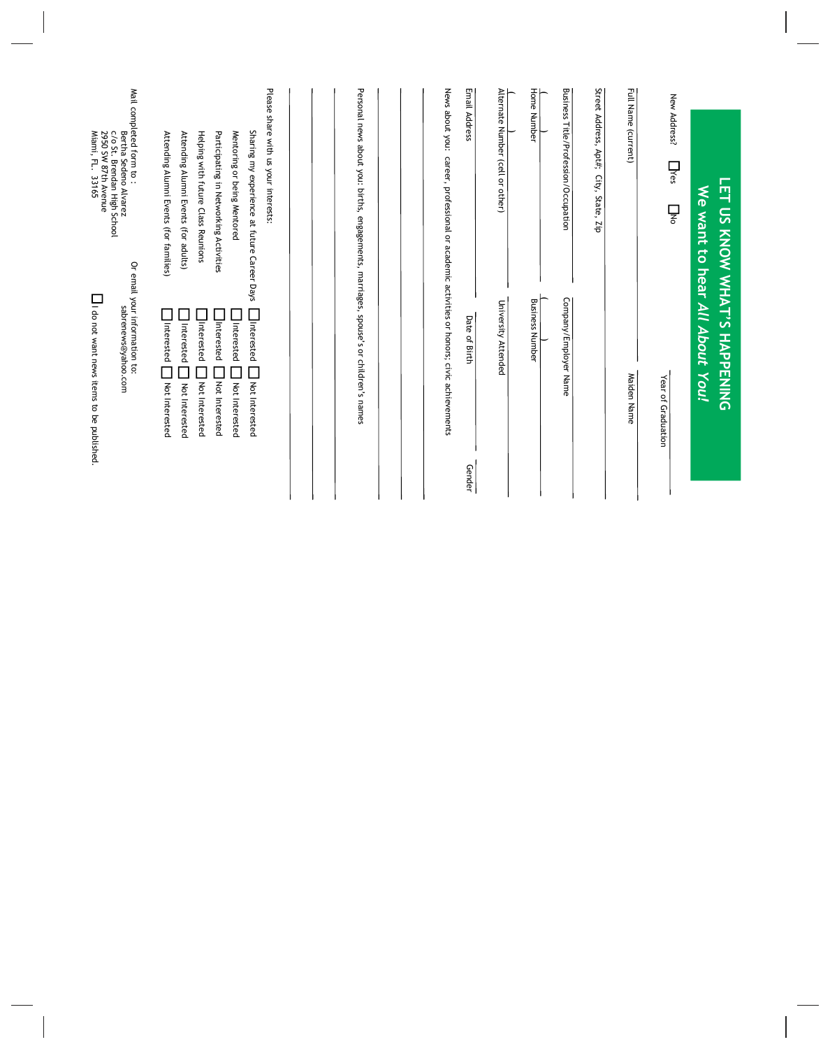# LET US KNOW WHAT'S HAPPENING
## We want to hear *All About You!*

New Address? ☐ Yes ☐ No Year of Graduation ____________

Full Name (current) ____________ Maiden Name ____________

Street Address, Apt#, City, State, Zip ____________

Business Title/Profession/Occupation ____________ Company/Employer Name ____________

( ) ____________ ( ) ____________
Home Number Business Number

( ) ____________
Alternate Number (cell or other) University Attended ____________

____________ ____________ ____________
Email Address Date of Birth Gender

News about you: career, professional or academic activities or honors; civic achievements

____________

____________

____________

Personal news about you: births, engagements, marriages, spouse's or children's names

____________

____________

____________

Please share with us your interests:

| | | |
|---|---|---|
| Sharing my experience at future Career Days | ☐ Interested | ☐ Not Interested |
| Mentoring or being Mentored | ☐ Interested | ☐ Not Interested |
| Participating in Networking Activities | ☐ Interested | ☐ Not Interested |
| Helping with future Class Reunions | ☐ Interested | ☐ Not Interested |
| Attending Alumni Events (for adults) | ☐ Interested | ☐ Not Interested |
| Attending Alumni Events (for families) | ☐ Interested | ☐ Not Interested |

Mail completed form to :
Bertha Sedeno Alvarez
c/o St. Brendan High School
2950 SW 87th Avenue
Miami, FL. 33165

Or email your information to:
sabrenews@yahoo.com

☐ I do not want news items to be published.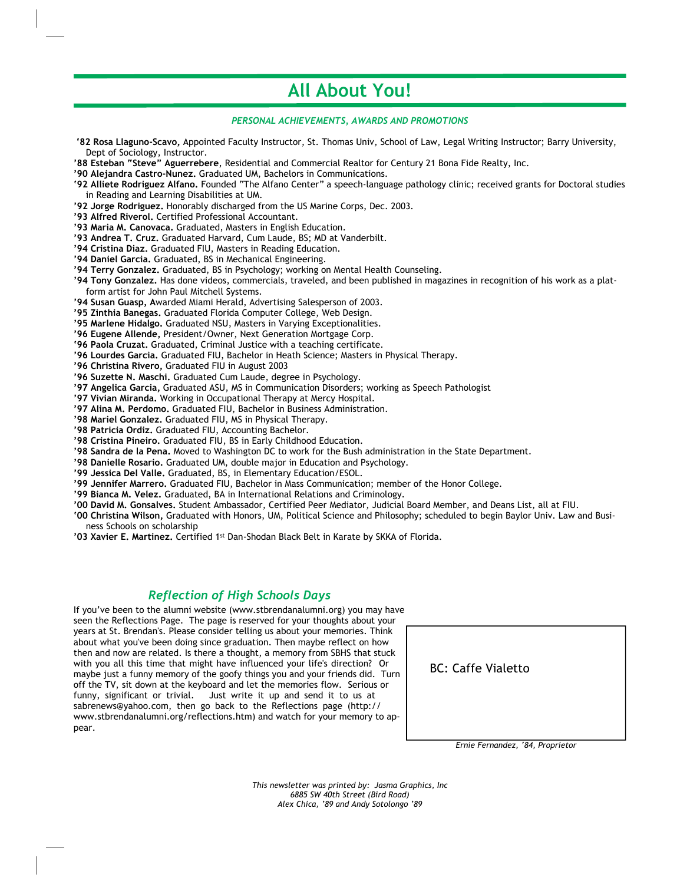# All About You!

*PERSONAL ACHIEVEMENTS, AWARDS AND PROMOTIONS*

**'82 Rosa Llaguno-Scavo,** Appointed Faculty Instructor, St. Thomas Univ, School of Law, Legal Writing Instructor; Barry University, Dept of Sociology, Instructor.

**'88 Esteban "Steve" Aguerrebere**, Residential and Commercial Realtor for Century 21 Bona Fide Realty, Inc.

**'90 Alejandra Castro-Nunez.** Graduated UM, Bachelors in Communications.

**'92 Alliete Rodriguez Alfano.** Founded "The Alfano Center" a speech-language pathology clinic; received grants for Doctoral studies in Reading and Learning Disabilities at UM.

**'92 Jorge Rodriguez.** Honorably discharged from the US Marine Corps, Dec. 2003.

**'93 Alfred Riverol.** Certified Professional Accountant.

**'93 Maria M. Canovaca.** Graduated, Masters in English Education.

**'93 Andrea T. Cruz.** Graduated Harvard, Cum Laude, BS; MD at Vanderbilt.

**'94 Cristina Diaz.** Graduated FIU, Masters in Reading Education.

**'94 Daniel Garcia.** Graduated, BS in Mechanical Engineering.

**'94 Terry Gonzalez.** Graduated, BS in Psychology; working on Mental Health Counseling.

**'94 Tony Gonzalez.** Has done videos, commercials, traveled, and been published in magazines in recognition of his work as a platform artist for John Paul Mitchell Systems.

**'94 Susan Guasp, A**warded Miami Herald, Advertising Salesperson of 2003.

**'95 Zinthia Banegas.** Graduated Florida Computer College, Web Design.

**'95 Marlene Hidalgo.** Graduated NSU, Masters in Varying Exceptionalities.

**'96 Eugene Allende,** President/Owner, Next Generation Mortgage Corp.

**'96 Paola Cruzat.** Graduated, Criminal Justice with a teaching certificate.

**'96 Lourdes Garcia.** Graduated FIU, Bachelor in Heath Science; Masters in Physical Therapy.

**'96 Christina Rivero,** Graduated FIU in August 2003

**'96 Suzette N. Maschi.** Graduated Cum Laude, degree in Psychology.

**'97 Angelica Garcia,** Graduated ASU, MS in Communication Disorders; working as Speech Pathologist

**'97 Vivian Miranda.** Working in Occupational Therapy at Mercy Hospital.

**'97 Alina M. Perdomo.** Graduated FIU, Bachelor in Business Administration.

**'98 Mariel Gonzalez.** Graduated FIU, MS in Physical Therapy.

**'98 Patricia Ordiz.** Graduated FIU, Accounting Bachelor.

**'98 Cristina Pineiro.** Graduated FIU, BS in Early Childhood Education.

**'98 Sandra de la Pena.** Moved to Washington DC to work for the Bush administration in the State Department.

**'98 Danielle Rosario.** Graduated UM, double major in Education and Psychology.

**'99 Jessica Del Valle.** Graduated, BS, in Elementary Education/ESOL.

**'99 Jennifer Marrero.** Graduated FIU, Bachelor in Mass Communication; member of the Honor College.

**'99 Bianca M. Velez.** Graduated, BA in International Relations and Criminology.

**'00 David M. Gonsalves.** Student Ambassador, Certified Peer Mediator, Judicial Board Member, and Deans List, all at FIU.

**'00 Christina Wilson,** Graduated with Honors, UM, Political Science and Philosophy; scheduled to begin Baylor Univ. Law and Business Schools on scholarship

**'03 Xavier E. Martinez.** Certified 1st Dan-Shodan Black Belt in Karate by SKKA of Florida.

## *Reflection of High Schools Days*

If you've been to the alumni website (www.stbrendanalumni.org) you may have seen the Reflections Page. The page is reserved for your thoughts about your years at St. Brendan's. Please consider telling us about your memories. Think about what you've been doing since graduation. Then maybe reflect on how then and now are related. Is there a thought, a memory from SBHS that stuck with you all this time that might have influenced your life's direction? Or maybe just a funny memory of the goofy things you and your friends did. Turn off the TV, sit down at the keyboard and let the memories flow. Serious or funny, significant or trivial. Just write it up and send it to us at sabrenews@yahoo.com, then go back to the Reflections page (http://www.stbrendanalumni.org/reflections.htm) and watch for your memory to appear.

BC: Caffe Vialetto

*Ernie Fernandez, '84, Proprietor*

*This newsletter was printed by: Jasma Graphics, Inc*
*6885 SW 40th Street (Bird Road)*
*Alex Chica, '89 and Andy Sotolongo '89*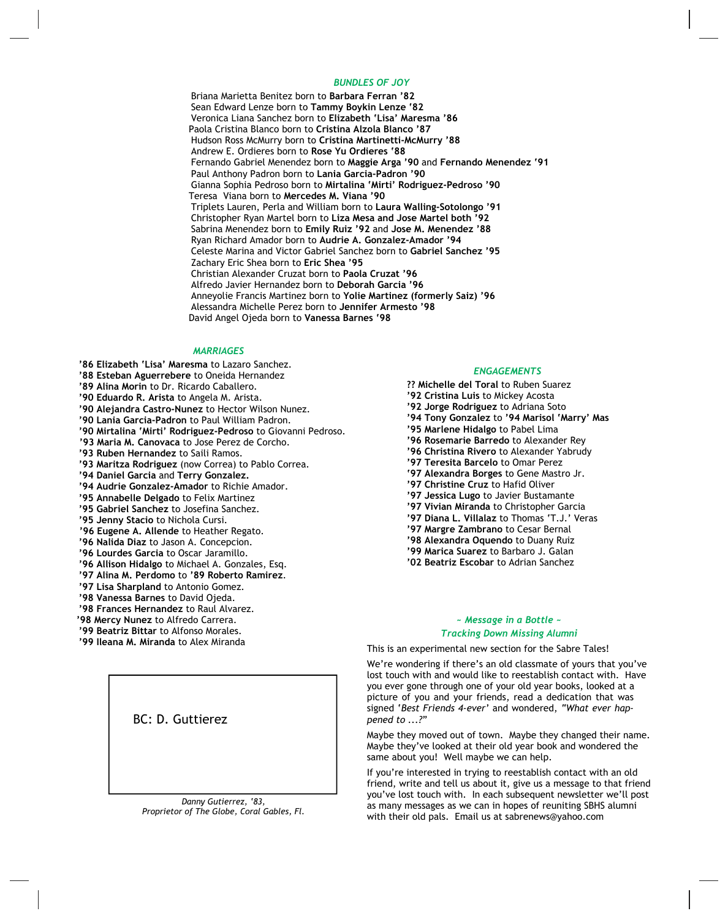## *BUNDLES OF JOY*

Briana Marietta Benitez born to **Barbara Ferran '82**
Sean Edward Lenze born to **Tammy Boykin Lenze '82**
Veronica Liana Sanchez born to **Elizabeth 'Lisa' Maresma '86**
Paola Cristina Blanco born to **Cristina Alzola Blanco '87**
Hudson Ross McMurry born to **Cristina Martinetti-McMurry '88**
Andrew E. Ordieres born to **Rose Yu Ordieres '88**
Fernando Gabriel Menendez born to **Maggie Arga '90** and **Fernando Menendez '91**
Paul Anthony Padron born to **Lania Garcia-Padron '90**
Gianna Sophia Pedroso born to **Mirtalina 'Mirti' Rodriguez-Pedroso '90**
Teresa Viana born to **Mercedes M. Viana '90**
Triplets Lauren, Perla and William born to **Laura Walling-Sotolongo '91**
Christopher Ryan Martel born to **Liza Mesa and Jose Martel both '92**
Sabrina Menendez born to **Emily Ruiz '92** and **Jose M. Menendez '88**
Ryan Richard Amador born to **Audrie A. Gonzalez-Amador '94**
Celeste Marina and Victor Gabriel Sanchez born to **Gabriel Sanchez '95**
Zachary Eric Shea born to **Eric Shea '95**
Christian Alexander Cruzat born to **Paola Cruzat '96**
Alfredo Javier Hernandez born to **Deborah Garcia '96**
Anneyolie Francis Martinez born to **Yolie Martinez (formerly Saiz) '96**
Alessandra Michelle Perez born to **Jennifer Armesto '98**
David Angel Ojeda born to **Vanessa Barnes '98**

## *MARRIAGES*

**'86 Elizabeth 'Lisa' Maresma** to Lazaro Sanchez.
**'88 Esteban Aguerrebere** to Oneida Hernandez
**'89 Alina Morin** to Dr. Ricardo Caballero.
**'90 Eduardo R. Arista** to Angela M. Arista.
**'90 Alejandra Castro-Nunez** to Hector Wilson Nunez.
**'90 Lania Garcia-Padron** to Paul William Padron.
**'90 Mirtalina 'Mirti' Rodriguez-Pedroso** to Giovanni Pedroso.
**'93 Maria M. Canovaca** to Jose Perez de Corcho.
**'93 Ruben Hernandez** to Saili Ramos.
**'93 Maritza Rodriguez** (now Correa) to Pablo Correa.
**'94 Daniel Garcia** and **Terry Gonzalez.**
**'94 Audrie Gonzalez-Amador** to Richie Amador.
**'95 Annabelle Delgado** to Felix Martinez
**'95 Gabriel Sanchez** to Josefina Sanchez.
**'95 Jenny Stacio** to Nichola Cursi.
**'96 Eugene A. Allende** to Heather Regato.
**'96 Nalida Diaz** to Jason A. Concepcion.
**'96 Lourdes Garcia** to Oscar Jaramillo.
**'96 Allison Hidalgo** to Michael A. Gonzales, Esq.
**'97 Alina M. Perdomo** to **'89 Roberto Ramirez**.
**'97 Lisa Sharpland** to Antonio Gomez.
**'98 Vanessa Barnes** to David Ojeda.
**'98 Frances Hernandez** to Raul Alvarez.
**'98 Mercy Nunez** to Alfredo Carrera.
**'99 Beatriz Bittar** to Alfonso Morales.
**'99 Ileana M. Miranda** to Alex Miranda

BC: D. Guttierez

*Danny Gutierrez, '83, Proprietor of The Globe, Coral Gables, Fl.*

## *ENGAGEMENTS*

**?? Michelle del Toral** to Ruben Suarez
**'92 Cristina Luis** to Mickey Acosta
**'92 Jorge Rodriguez** to Adriana Soto
**'94 Tony Gonzalez** to **'94 Marisol 'Marry' Mas**
**'95 Marlene Hidalgo** to Pabel Lima
**'96 Rosemarie Barredo** to Alexander Rey
**'96 Christina Rivero** to Alexander Yabrudy
**'97 Teresita Barcelo** to Omar Perez
**'97 Alexandra Borges** to Gene Mastro Jr.
**'97 Christine Cruz** to Hafid Oliver
**'97 Jessica Lugo** to Javier Bustamante
**'97 Vivian Miranda** to Christopher Garcia
**'97 Diana L. Villalaz** to Thomas 'T.J.' Veras
**'97 Margre Zambrano** to Cesar Bernal
**'98 Alexandra Oquendo** to Duany Ruiz
**'99 Marica Suarez** to Barbaro J. Galan
**'02 Beatriz Escobar** to Adrian Sanchez

## *~ Message in a Bottle ~*
## *Tracking Down Missing Alumni*

This is an experimental new section for the Sabre Tales!

We're wondering if there's an old classmate of yours that you've lost touch with and would like to reestablish contact with. Have you ever gone through one of your old year books, looked at a picture of you and your friends, read a dedication that was signed *'Best Friends 4-ever'* and wondered, *"What ever happened to ...?"*

Maybe they moved out of town. Maybe they changed their name. Maybe they've looked at their old year book and wondered the same about you! Well maybe we can help.

If you're interested in trying to reestablish contact with an old friend, write and tell us about it, give us a message to that friend you've lost touch with. In each subsequent newsletter we'll post as many messages as we can in hopes of reuniting SBHS alumni with their old pals. Email us at sabrenews@yahoo.com